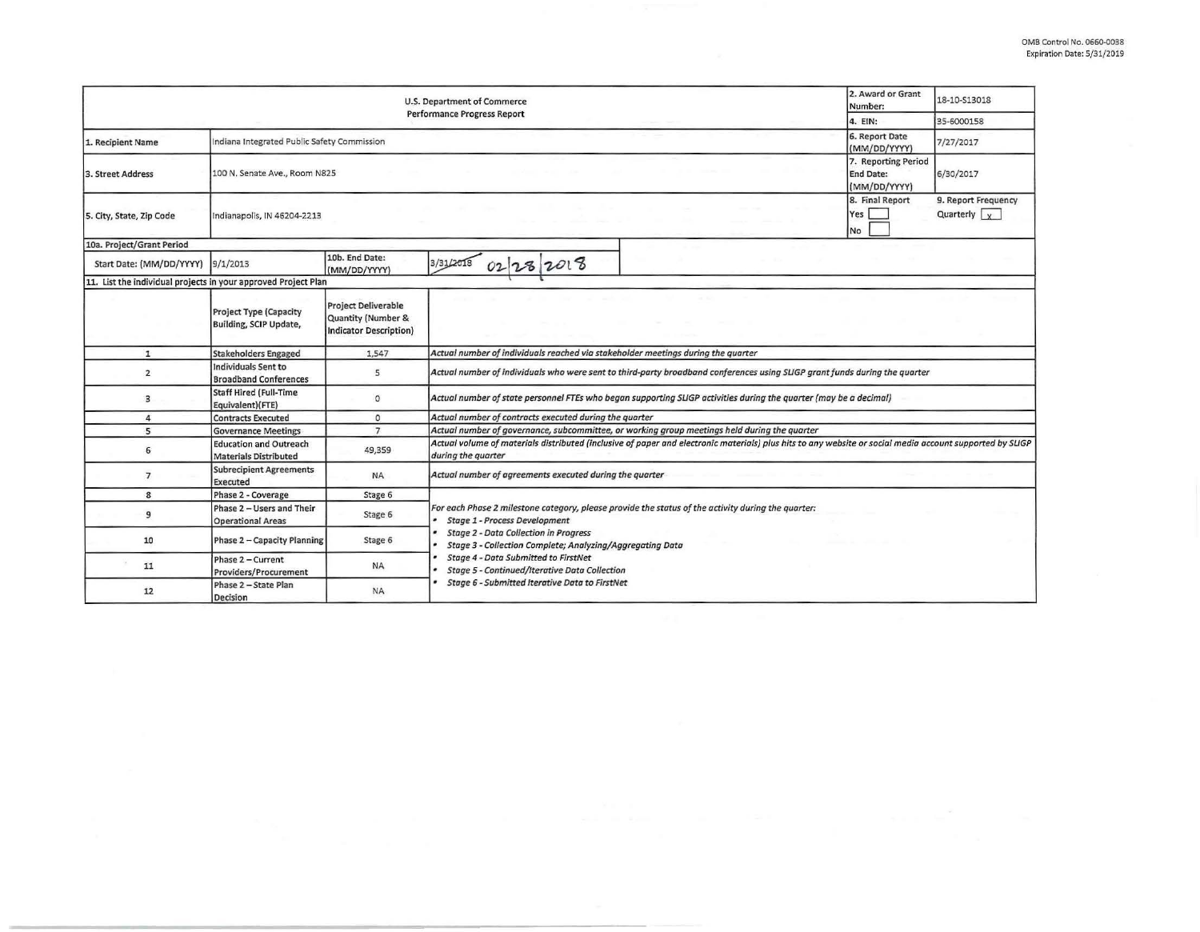OMB Control No. 0660-0038
Expiration Date: 5/31/2019

| U.S. Department of Commerce<br>Performance Progress Report | | | | 2. Award or Grant Number: | 18-10-S13018 |
|---|---|---|---|---|---|
| | | | | 4. EIN: | 35-6000158 |
| 1. Recipient Name | Indiana Integrated Public Safety Commission | | | 6. Report Date (MM/DD/YYYY) | 7/27/2017 |
| 3. Street Address | 100 N. Senate Ave., Room N825 | | | 7. Reporting Period End Date: (MM/DD/YYYY) | 6/30/2017 |
| 5. City, State, Zip Code | Indianapolis, IN 46204-2213 | | | 8. Final Report<br>Yes ☐<br>No ☐ | 9. Report Frequency<br>Quarterly ☒ |
| 10a. Project/Grant Period | | | | | |
| Start Date: (MM/DD/YYYY) | 9/1/2013 | 10b. End Date: (MM/DD/YYYY) | ~~3/31/2018~~ 02/28/2018 | | |

11. List the individual projects in your approved Project Plan

| | Project Type (Capacity Building, SCIP Update, | Project Deliverable Quantity (Number & Indicator Description) | |
|---|---|---|---|
| 1 | Stakeholders Engaged | 1,547 | *Actual number of individuals reached via stakeholder meetings during the quarter* |
| 2 | Individuals Sent to Broadband Conferences | 5 | *Actual number of individuals who were sent to third-party broadband conferences using SLIGP grant funds during the quarter* |
| 3 | Staff Hired (Full-Time Equivalent)(FTE) | 0 | *Actual number of state personnel FTEs who began supporting SLIGP activities during the quarter (may be a decimal)* |
| 4 | Contracts Executed | 0 | *Actual number of contracts executed during the quarter* |
| 5 | Governance Meetings | 7 | *Actual number of governance, subcommittee, or working group meetings held during the quarter* |
| 6 | Education and Outreach Materials Distributed | 49,359 | *Actual volume of materials distributed (inclusive of paper and electronic materials) plus hits to any website or social media account supported by SLIGP during the quarter* |
| 7 | Subrecipient Agreements Executed | NA | *Actual number of agreements executed during the quarter* |
| 8 | Phase 2 - Coverage | Stage 6 | *For each Phase 2 milestone category, please provide the status of the activity during the quarter:*<br>• *Stage 1 - Process Development*<br>• *Stage 2 - Data Collection in Progress*<br>• *Stage 3 - Collection Complete; Analyzing/Aggregating Data*<br>• *Stage 4 - Data Submitted to FirstNet*<br>• *Stage 5 - Continued/Iterative Data Collection*<br>• *Stage 6 - Submitted Iterative Data to FirstNet* |
| 9 | Phase 2 – Users and Their Operational Areas | Stage 6 | |
| 10 | Phase 2 – Capacity Planning | Stage 6 | |
| 11 | Phase 2 – Current Providers/Procurement | NA | |
| 12 | Phase 2 – State Plan Decision | NA | |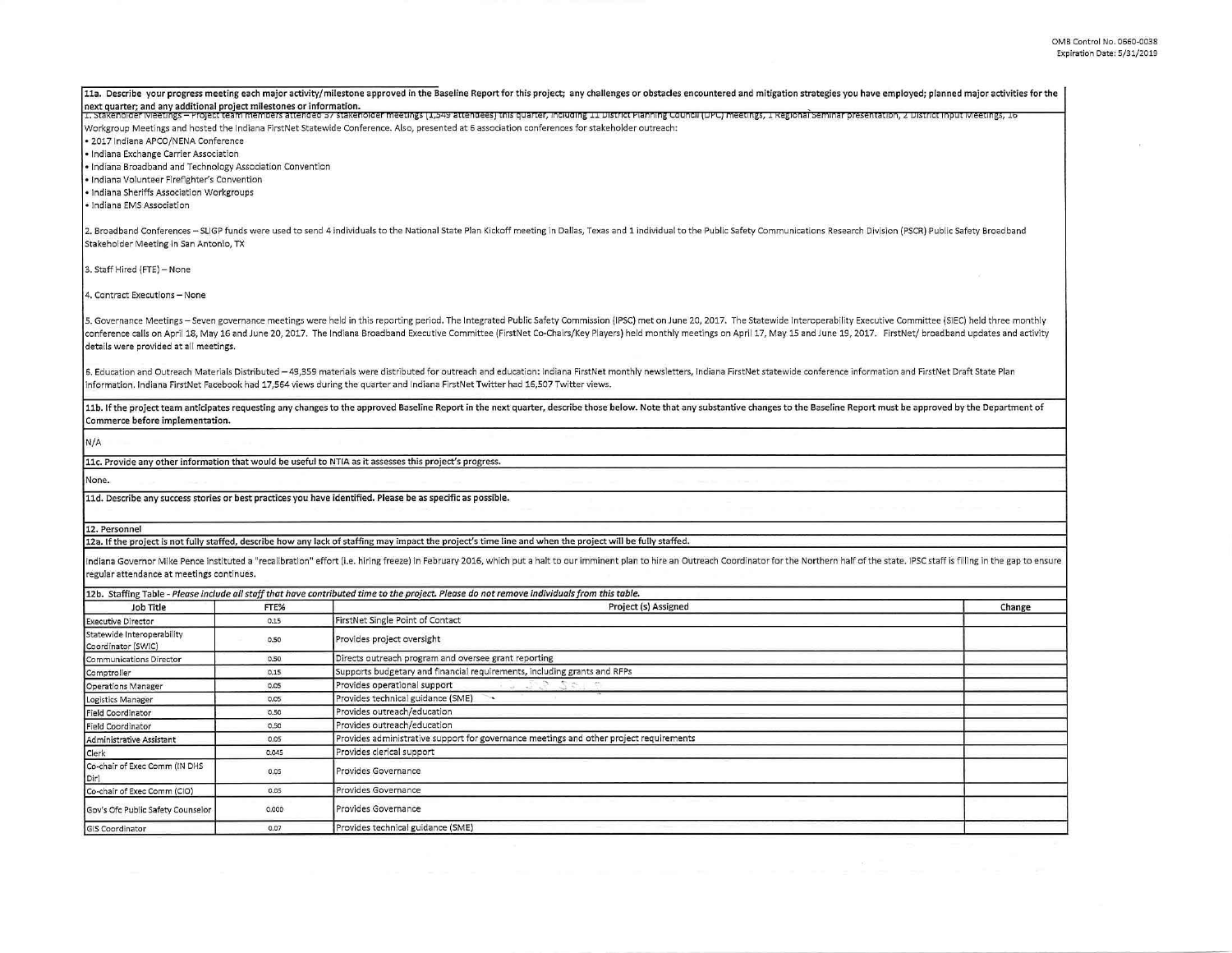**11a. Describe your progress meeting each major activity/milestone approved in the Baseline Report for this project; any challenges or obstacles encountered and mitigation strategies you have employed; planned major activities for the next quarter; and any additional project milestones or information.**

1. Stakeholder Meetings – Project team members attended 57 stakeholder meetings (1,549 attendees) this quarter, including 11 District Planning Council (DPC) meetings, 1 Regional Seminar presentation, 2 District Input Meetings, 16 Workgroup Meetings and hosted the Indiana FirstNet Statewide Conference. Also, presented at 6 association conferences for stakeholder outreach:
- 2017 Indiana APCO/NENA Conference
- Indiana Exchange Carrier Association
- Indiana Broadband and Technology Association Convention
- Indiana Volunteer Firefighter's Convention
- Indiana Sheriffs Association Workgroups
- Indiana EMS Association

2. Broadband Conferences – SLIGP funds were used to send 4 individuals to the National State Plan Kickoff meeting in Dallas, Texas and 1 individual to the Public Safety Communications Research Division (PSCR) Public Safety Broadband Stakeholder Meeting in San Antonio, TX

3. Staff Hired (FTE) – None

4. Contract Executions – None

5. Governance Meetings – Seven governance meetings were held in this reporting period. The Integrated Public Safety Commission (IPSC) met on June 20, 2017. The Statewide Interoperability Executive Committee (SIEC) held three monthly conference calls on April 18, May 16 and June 20, 2017. The Indiana Broadband Executive Committee (FirstNet Co-Chairs/Key Players) held monthly meetings on April 17, May 15 and June 19, 2017. FirstNet/ broadband updates and activity details were provided at all meetings.

6. Education and Outreach Materials Distributed – 49,359 materials were distributed for outreach and education: Indiana FirstNet monthly newsletters, Indiana FirstNet statewide conference information and FirstNet Draft State Plan information. Indiana FirstNet Facebook had 17,564 views during the quarter and Indiana FirstNet Twitter had 16,507 Twitter views.

**11b. If the project team anticipates requesting any changes to the approved Baseline Report in the next quarter, describe those below. Note that any substantive changes to the Baseline Report must be approved by the Department of Commerce before implementation.**

N/A

**11c. Provide any other information that would be useful to NTIA as it assesses this project's progress.**

None.

**11d. Describe any success stories or best practices you have identified. Please be as specific as possible.**

**12. Personnel**

**12a. If the project is not fully staffed, describe how any lack of staffing may impact the project's time line and when the project will be fully staffed.**

Indiana Governor Mike Pence instituted a "recalibration" effort (i.e. hiring freeze) in February 2016, which put a halt to our imminent plan to hire an Outreach Coordinator for the Northern half of the state. IPSC staff is filling in the gap to ensure regular attendance at meetings continues.

**12b. Staffing Table** - *Please include all staff that have contributed time to the project. Please do not remove individuals from this table.*

| Job Title | FTE% | Project (s) Assigned | Change |
|---|---|---|---|
| Executive Director | 0.15 | FirstNet Single Point of Contact | |
| Statewide Interoperability Coordinator (SWIC) | 0.50 | Provides project oversight | |
| Communications Director | 0.50 | Directs outreach program and oversee grant reporting | |
| Comptroller | 0.15 | Supports budgetary and financial requirements, including grants and RFPs | |
| Operations Manager | 0.05 | Provides operational support | |
| Logistics Manager | 0.05 | Provides technical guidance (SME) | |
| Field Coordinator | 0.50 | Provides outreach/education | |
| Field Coordinator | 0.50 | Provides outreach/education | |
| Administrative Assistant | 0.05 | Provides administrative support for governance meetings and other project requirements | |
| Clerk | 0.045 | Provides clerical support | |
| Co-chair of Exec Comm (IN DHS Dir) | 0.05 | Provides Governance | |
| Co-chair of Exec Comm (CIO) | 0.05 | Provides Governance | |
| Gov's Ofc Public Safety Counselor | 0.000 | Provides Governance | |
| GIS Coordinator | 0.07 | Provides technical guidance (SME) | |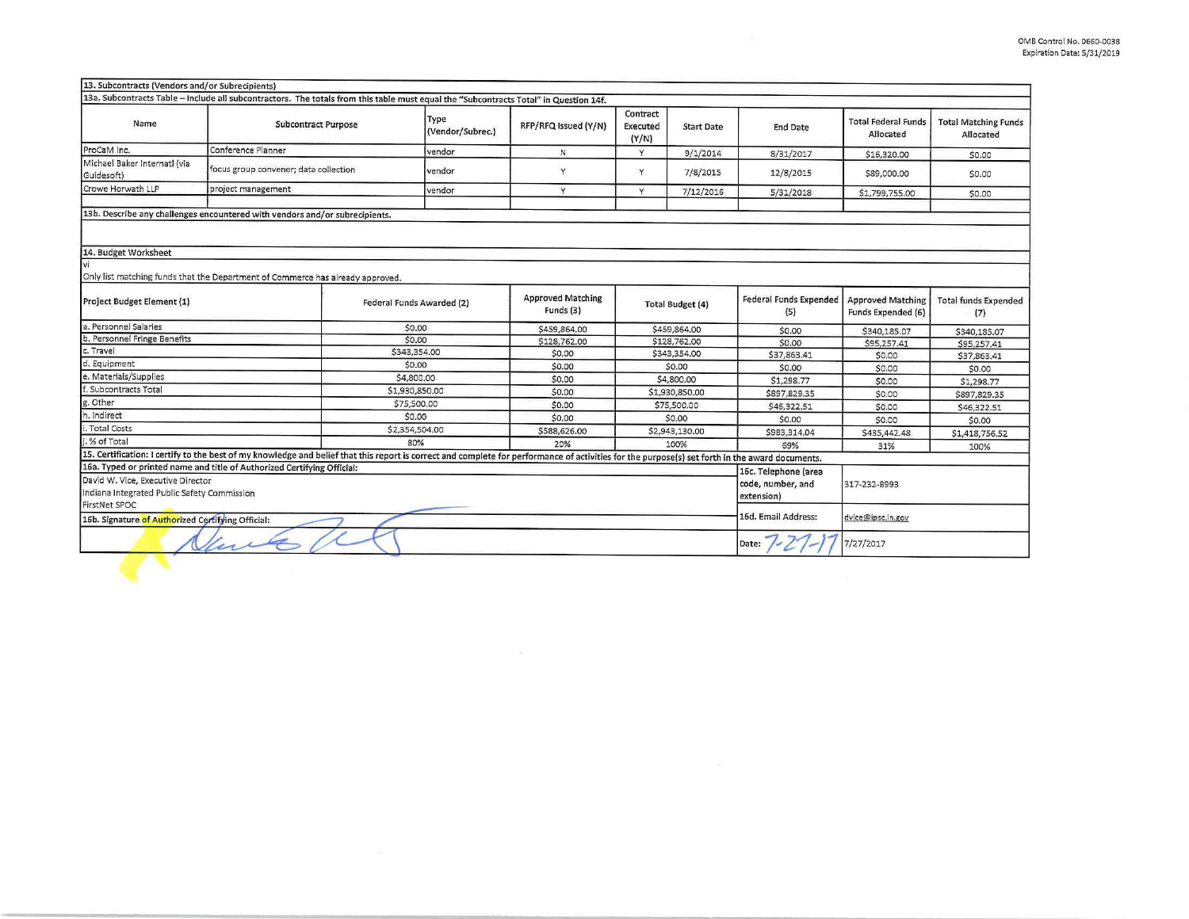OMB Control No. 0660-0038
Expiration Date: 5/31/2019

## 13. Subcontracts (Vendors and/or Subrecipients)

13a. Subcontracts Table – Include all subcontractors. The totals from this table must equal the "Subcontracts Total" in Question 14f.

| Name | Subcontract Purpose | Type (Vendor/Subrec.) | RFP/RFQ Issued (Y/N) | Contract Executed (Y/N) | Start Date | End Date | Total Federal Funds Allocated | Total Matching Funds Allocated |
|---|---|---|---|---|---|---|---|---|
| ProCaM Inc. | Conference Planner | vendor | N | Y | 9/1/2014 | 8/31/2017 | $16,320.00 | $0.00 |
| Michael Baker Internatl (via Guidesoft) | focus group convener; data collection | vendor | Y | Y | 7/8/2015 | 12/8/2015 | $89,000.00 | $0.00 |
| Crowe Horwath LLP | project management | vendor | Y | Y | 7/12/2016 | 5/31/2018 | $1,799,755.00 | $0.00 |
| | | | | | | | | |

13b. Describe any challenges encountered with vendors and/or subrecipients.

## 14. Budget Worksheet

vi

Only list matching funds that the Department of Commerce has already approved.

| Project Budget Element (1) | Federal Funds Awarded (2) | Approved Matching Funds (3) | Total Budget (4) | Federal Funds Expended (5) | Approved Matching Funds Expended (6) | Total funds Expended (7) |
|---|---|---|---|---|---|---|
| a. Personnel Salaries | $0.00 | $459,864.00 | $459,864.00 | $0.00 | $340,185.07 | $340,185.07 |
| b. Personnel Fringe Benefits | $0.00 | $128,762.00 | $128,762.00 | $0.00 | $95,257.41 | $95,257.41 |
| c. Travel | $343,354.00 | $0.00 | $343,354.00 | $37,863.41 | $0.00 | $37,863.41 |
| d. Equipment | $0.00 | $0.00 | $0.00 | $0.00 | $0.00 | $0.00 |
| e. Materials/Supplies | $4,800.00 | $0.00 | $4,800.00 | $1,298.77 | $0.00 | $1,298.77 |
| f. Subcontracts Total | $1,930,850.00 | $0.00 | $1,930,850.00 | $897,829.35 | $0.00 | $897,829.35 |
| g. Other | $75,500.00 | $0.00 | $75,500.00 | $46,322.51 | $0.00 | $46,322.51 |
| h. Indirect | $0.00 | $0.00 | $0.00 | $0.00 | $0.00 | $0.00 |
| i. Total Costs | $2,354,504.00 | $588,626.00 | $2,943,130.00 | $983,314.04 | $435,442.48 | $1,418,756.52 |
| j. % of Total | 80% | 20% | 100% | 69% | 31% | 100% |

**15. Certification:** I certify to the best of my knowledge and belief that this report is correct and complete for performance of activities for the purpose(s) set forth in the award documents.

| 16a. Typed or printed name and title of Authorized Certifying Official: | 16c. Telephone (area code, number, and extension) | 317-232-8993 |
|---|---|---|
| David W. Vice, Executive Director<br>Indiana Integrated Public Safety Commission<br>FirstNet SPOC | | |
| 16b. Signature of Authorized Certifying Official: | 16d. Email Address: | dvice@ipsc.in.gov |
| | Date: 7-27-17 | 7/27/2017 |